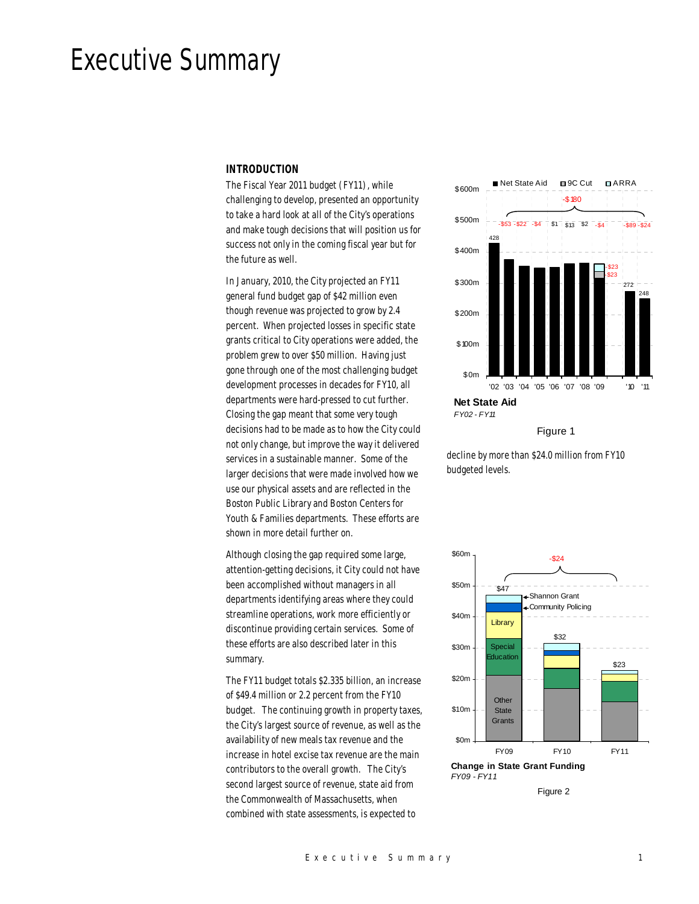# Executive Summary

## INTRODUCTION

The Fiscal Year 2011 budget (FY11), while challenging to develop, presented an opportunity to take a hard look at all of the City's operations and make tough decisions that will position us for success not only in the coming fiscal year but for the future as well.

In January, 2010, the City projected an FY11 general fund budget gap of $42 million even though revenue was projected to grow by 2.4 percent. When projected losses in specific state grants critical to City operations were added, the problem grew to over $50 million. Having just gone through one of the most challenging budget development processes in decades for FY10, all departments were hard-pressed to cut further. Closing the gap meant that some very tough decisions had to be made as to how the City could not only change, but improve the way it delivered services in a sustainable manner. Some of the larger decisions that were made involved how we use our physical assets and are reflected in the Boston Public Library and Boston Centers for Youth & Families departments. These efforts are shown in more detail further on.

Although closing the gap required some large, attention-getting decisions, it City could not have been accomplished without managers in all departments identifying areas where they could streamline operations, work more efficiently or discontinue providing certain services. Some of these efforts are also described later in this summary.

The FY11 budget totals $2.335 billion, an increase of $49.4 million or 2.2 percent from the FY10 budget. The continuing growth in property taxes, the City's largest source of revenue, as well as the availability of new meals tax revenue and the increase in hotel excise tax revenue are the main contributors to the overall growth. The City's second largest source of revenue, state aid from the Commonwealth of Massachusetts, when combined with state assessments, is expected to decline by more than $24.0 million from FY10 budgeted levels.

**Net State Aid**
*FY02 - FY11*

Figure 1

**Change in State Grant Funding**
*FY09 - FY11*

Figure 2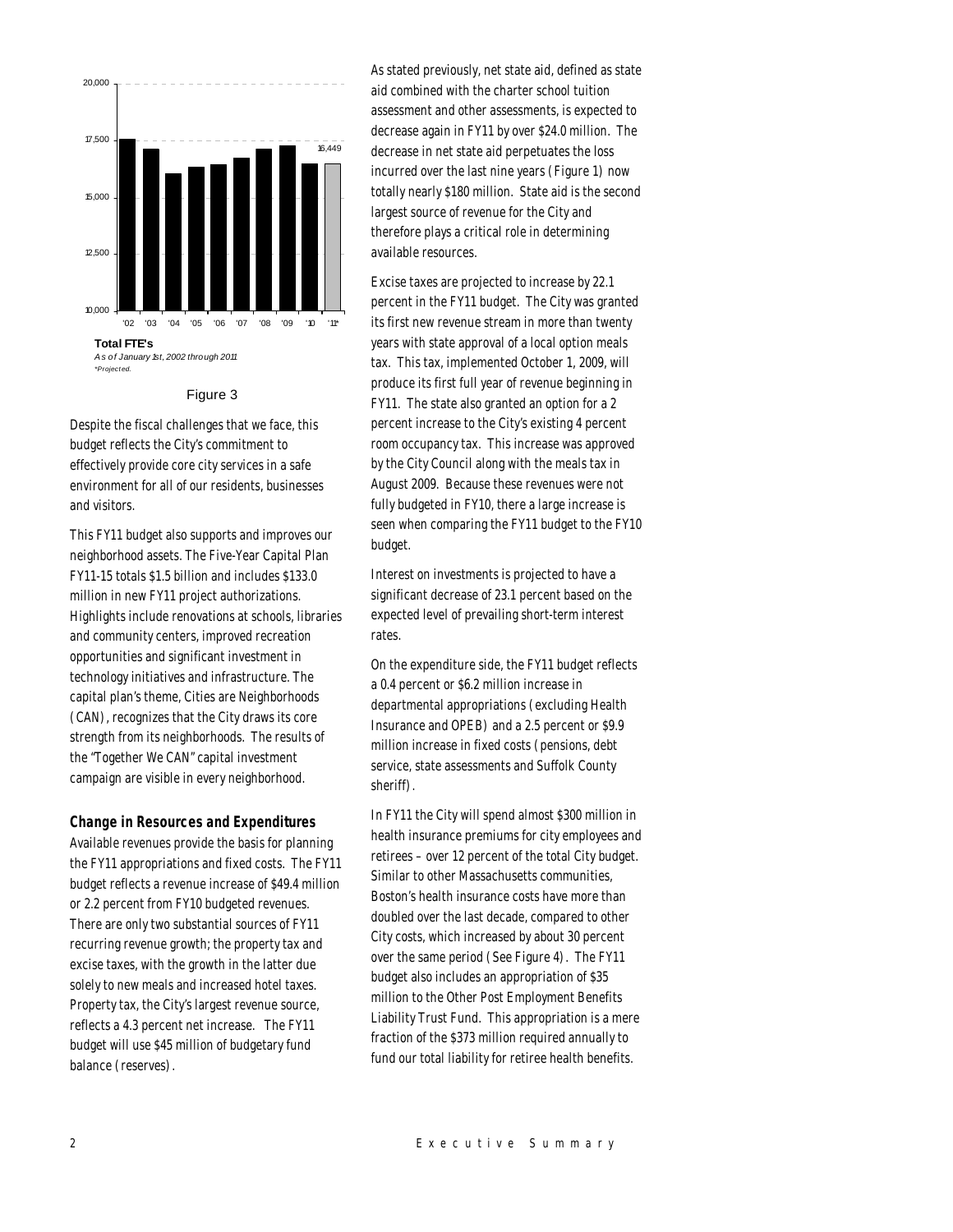Total FTE's
*As of January 1st, 2002 through 2011*
*\*Projected.*

Figure 3

Despite the fiscal challenges that we face, this budget reflects the City's commitment to effectively provide core city services in a safe environment for all of our residents, businesses and visitors.

This FY11 budget also supports and improves our neighborhood assets. The Five-Year Capital Plan FY11-15 totals $1.5 billion and includes $133.0 million in new FY11 project authorizations. Highlights include renovations at schools, libraries and community centers, improved recreation opportunities and significant investment in technology initiatives and infrastructure. The capital plan's theme, Cities are Neighborhoods (CAN), recognizes that the City draws its core strength from its neighborhoods. The results of the "Together We CAN" capital investment campaign are visible in every neighborhood.

### Change in Resources and Expenditures

Available revenues provide the basis for planning the FY11 appropriations and fixed costs. The FY11 budget reflects a revenue increase of $49.4 million or 2.2 percent from FY10 budgeted revenues. There are only two substantial sources of FY11 recurring revenue growth; the property tax and excise taxes, with the growth in the latter due solely to new meals and increased hotel taxes. Property tax, the City's largest revenue source, reflects a 4.3 percent net increase. The FY11 budget will use $45 million of budgetary fund balance (reserves).

As stated previously, net state aid, defined as state aid combined with the charter school tuition assessment and other assessments, is expected to decrease again in FY11 by over $24.0 million. The decrease in net state aid perpetuates the loss incurred over the last nine years (Figure 1) now totally nearly $180 million. State aid is the second largest source of revenue for the City and therefore plays a critical role in determining available resources.

Excise taxes are projected to increase by 22.1 percent in the FY11 budget. The City was granted its first new revenue stream in more than twenty years with state approval of a local option meals tax. This tax, implemented October 1, 2009, will produce its first full year of revenue beginning in FY11. The state also granted an option for a 2 percent increase to the City's existing 4 percent room occupancy tax. This increase was approved by the City Council along with the meals tax in August 2009. Because these revenues were not fully budgeted in FY10, there a large increase is seen when comparing the FY11 budget to the FY10 budget.

Interest on investments is projected to have a significant decrease of 23.1 percent based on the expected level of prevailing short-term interest rates.

On the expenditure side, the FY11 budget reflects a 0.4 percent or $6.2 million increase in departmental appropriations (excluding Health Insurance and OPEB) and a 2.5 percent or $9.9 million increase in fixed costs (pensions, debt service, state assessments and Suffolk County sheriff).

In FY11 the City will spend almost $300 million in health insurance premiums for city employees and retirees – over 12 percent of the total City budget. Similar to other Massachusetts communities, Boston's health insurance costs have more than doubled over the last decade, compared to other City costs, which increased by about 30 percent over the same period (See Figure 4). The FY11 budget also includes an appropriation of $35 million to the Other Post Employment Benefits Liability Trust Fund. This appropriation is a mere fraction of the $373 million required annually to fund our total liability for retiree health benefits.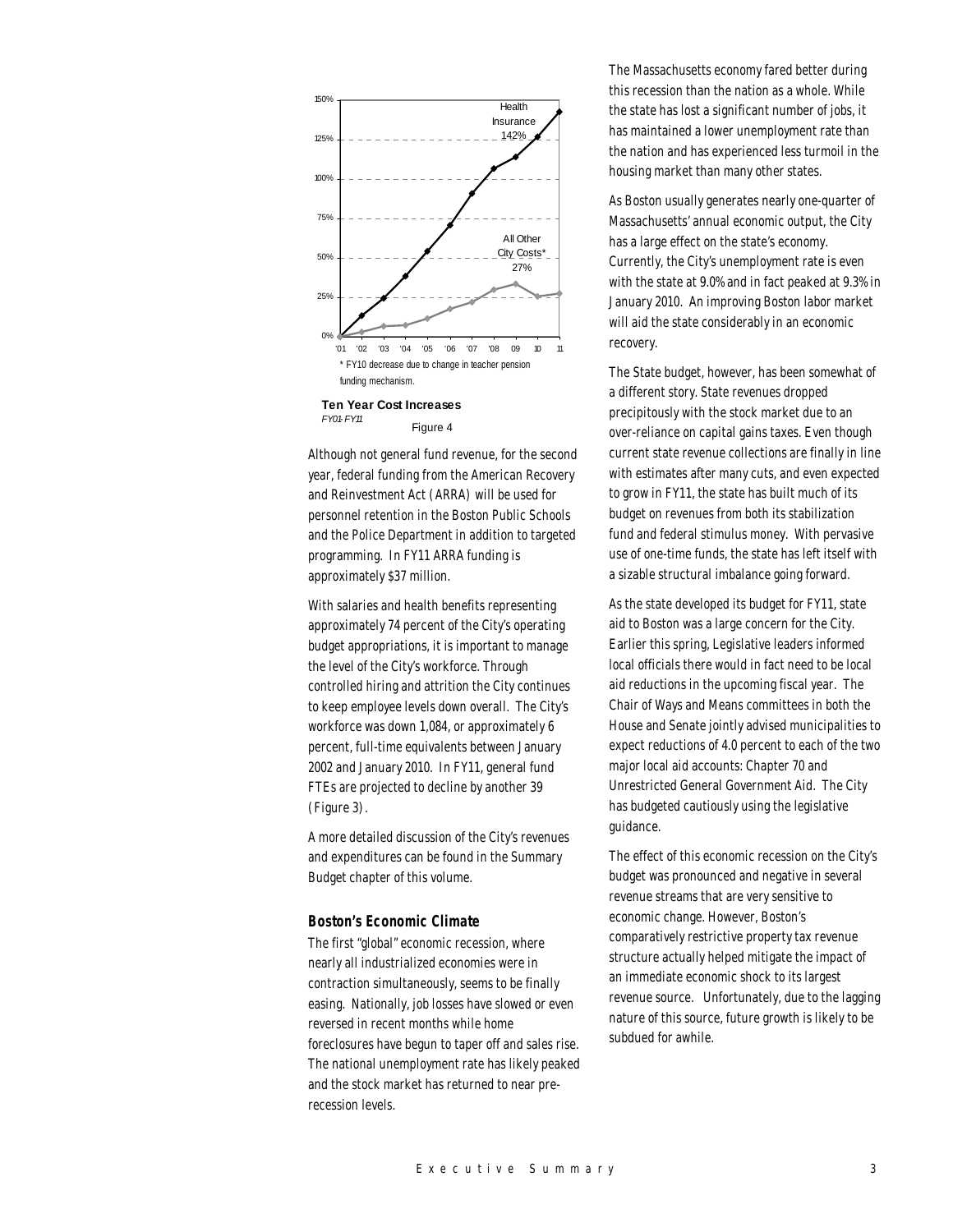Health Insurance 142%

All Other City Costs* 27%

* FY10 decrease due to change in teacher pension funding mechanism.

**Ten Year Cost Increases**
*FY01-FY11*
Figure 4

Although not general fund revenue, for the second year, federal funding from the American Recovery and Reinvestment Act (ARRA) will be used for personnel retention in the Boston Public Schools and the Police Department in addition to targeted programming. In FY11 ARRA funding is approximately $37 million.

With salaries and health benefits representing approximately 74 percent of the City's operating budget appropriations, it is important to manage the level of the City's workforce. Through controlled hiring and attrition the City continues to keep employee levels down overall. The City's workforce was down 1,084, or approximately 6 percent, full-time equivalents between January 2002 and January 2010. In FY11, general fund FTEs are projected to decline by another 39 (Figure 3).

A more detailed discussion of the City's revenues and expenditures can be found in the Summary Budget chapter of this volume.

### Boston's Economic Climate

The first "global" economic recession, where nearly all industrialized economies were in contraction simultaneously, seems to be finally easing. Nationally, job losses have slowed or even reversed in recent months while home foreclosures have begun to taper off and sales rise. The national unemployment rate has likely peaked and the stock market has returned to near pre-recession levels.

The Massachusetts economy fared better during this recession than the nation as a whole. While the state has lost a significant number of jobs, it has maintained a lower unemployment rate than the nation and has experienced less turmoil in the housing market than many other states.

As Boston usually generates nearly one-quarter of Massachusetts' annual economic output, the City has a large effect on the state's economy. Currently, the City's unemployment rate is even with the state at 9.0% and in fact peaked at 9.3% in January 2010. An improving Boston labor market will aid the state considerably in an economic recovery.

The State budget, however, has been somewhat of a different story. State revenues dropped precipitously with the stock market due to an over-reliance on capital gains taxes. Even though current state revenue collections are finally in line with estimates after many cuts, and even expected to grow in FY11, the state has built much of its budget on revenues from both its stabilization fund and federal stimulus money. With pervasive use of one-time funds, the state has left itself with a sizable structural imbalance going forward.

As the state developed its budget for FY11, state aid to Boston was a large concern for the City. Earlier this spring, Legislative leaders informed local officials there would in fact need to be local aid reductions in the upcoming fiscal year. The Chair of Ways and Means committees in both the House and Senate jointly advised municipalities to expect reductions of 4.0 percent to each of the two major local aid accounts: Chapter 70 and Unrestricted General Government Aid. The City has budgeted cautiously using the legislative guidance.

The effect of this economic recession on the City's budget was pronounced and negative in several revenue streams that are very sensitive to economic change. However, Boston's comparatively restrictive property tax revenue structure actually helped mitigate the impact of an immediate economic shock to its largest revenue source. Unfortunately, due to the lagging nature of this source, future growth is likely to be subdued for awhile.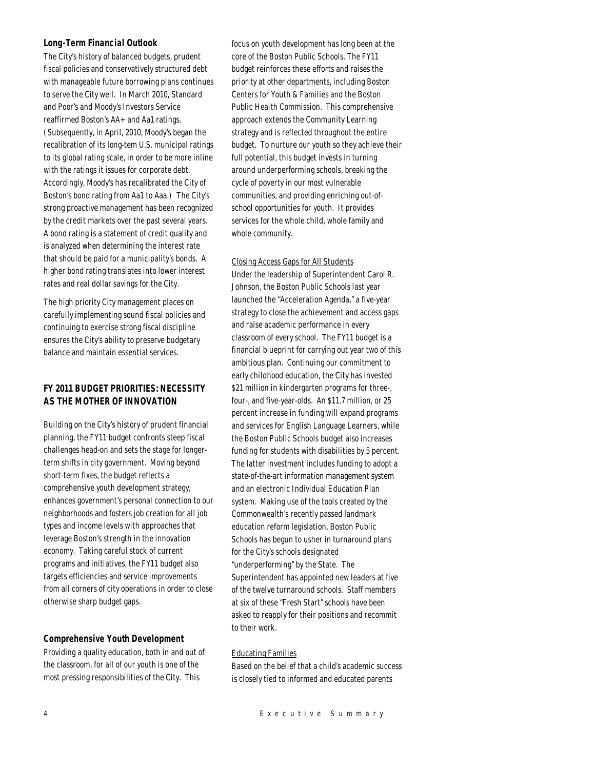### Long-Term Financial Outlook

The City's history of balanced budgets, prudent fiscal policies and conservatively structured debt with manageable future borrowing plans continues to serve the City well. In March 2010, Standard and Poor's and Moody's Investors Service reaffirmed Boston's AA+ and Aa1 ratings. (Subsequently, in April, 2010, Moody's began the recalibration of its long-tem U.S. municipal ratings to its global rating scale, in order to be more inline with the ratings it issues for corporate debt. Accordingly, Moody's has recalibrated the City of Boston's bond rating from Aa1 to Aaa.) The City's strong proactive management has been recognized by the credit markets over the past several years. A bond rating is a statement of credit quality and is analyzed when determining the interest rate that should be paid for a municipality's bonds. A higher bond rating translates into lower interest rates and real dollar savings for the City.

The high priority City management places on carefully implementing sound fiscal policies and continuing to exercise strong fiscal discipline ensures the City's ability to preserve budgetary balance and maintain essential services.

## FY 2011 BUDGET PRIORITIES: NECESSITY AS THE MOTHER OF INNOVATION

Building on the City's history of prudent financial planning, the FY11 budget confronts steep fiscal challenges head-on and sets the stage for longer-term shifts in city government. Moving beyond short-term fixes, the budget reflects a comprehensive youth development strategy, enhances government's personal connection to our neighborhoods and fosters job creation for all job types and income levels with approaches that leverage Boston's strength in the innovation economy. Taking careful stock of current programs and initiatives, the FY11 budget also targets efficiencies and service improvements from all corners of city operations in order to close otherwise sharp budget gaps.

### Comprehensive Youth Development

Providing a quality education, both in and out of the classroom, for all of our youth is one of the most pressing responsibilities of the City. This focus on youth development has long been at the core of the Boston Public Schools. The FY11 budget reinforces these efforts and raises the priority at other departments, including Boston Centers for Youth & Families and the Boston Public Health Commission. This comprehensive approach extends the Community Learning strategy and is reflected throughout the entire budget. To nurture our youth so they achieve their full potential, this budget invests in turning around underperforming schools, breaking the cycle of poverty in our most vulnerable communities, and providing enriching out-of-school opportunities for youth. It provides services for the whole child, whole family and whole community.

Closing Access Gaps for All Students

Under the leadership of Superintendent Carol R. Johnson, the Boston Public Schools last year launched the "Acceleration Agenda," a five-year strategy to close the achievement and access gaps and raise academic performance in every classroom of every school. The FY11 budget is a financial blueprint for carrying out year two of this ambitious plan. Continuing our commitment to early childhood education, the City has invested $21 million in kindergarten programs for three-, four-, and five-year-olds. An $11.7 million, or 25 percent increase in funding will expand programs and services for English Language Learners, while the Boston Public Schools budget also increases funding for students with disabilities by 5 percent. The latter investment includes funding to adopt a state-of-the-art information management system and an electronic Individual Education Plan system. Making use of the tools created by the Commonwealth's recently passed landmark education reform legislation, Boston Public Schools has begun to usher in turnaround plans for the City's schools designated "underperforming" by the State. The Superintendent has appointed new leaders at five of the twelve turnaround schools. Staff members at six of these "Fresh Start" schools have been asked to reapply for their positions and recommit to their work.

Educating Families

Based on the belief that a child's academic success is closely tied to informed and educated parents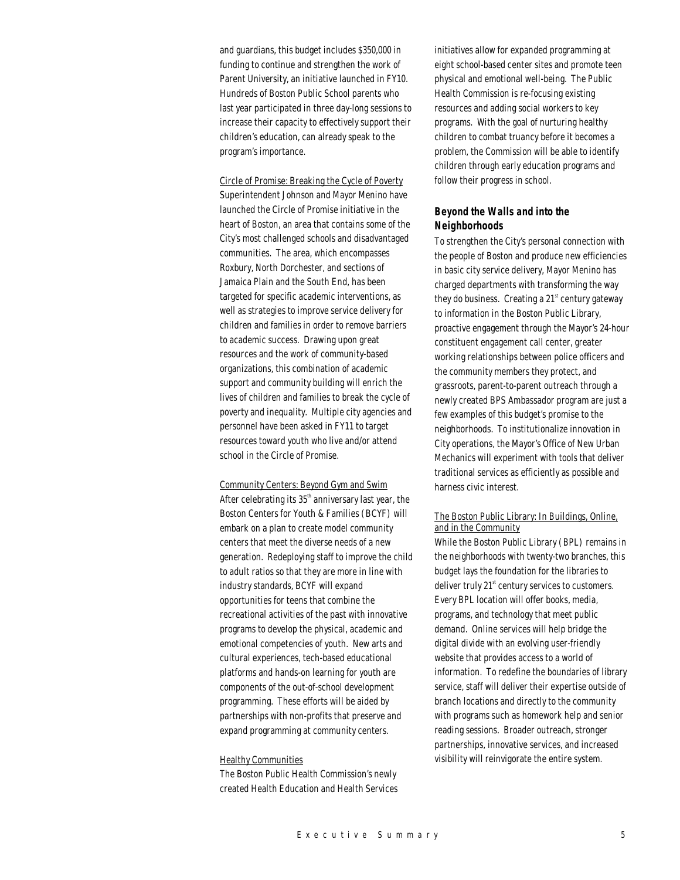and guardians, this budget includes $350,000 in funding to continue and strengthen the work of Parent University, an initiative launched in FY10. Hundreds of Boston Public School parents who last year participated in three day-long sessions to increase their capacity to effectively support their children's education, can already speak to the program's importance.

Circle of Promise: Breaking the Cycle of Poverty

Superintendent Johnson and Mayor Menino have launched the Circle of Promise initiative in the heart of Boston, an area that contains some of the City's most challenged schools and disadvantaged communities. The area, which encompasses Roxbury, North Dorchester, and sections of Jamaica Plain and the South End, has been targeted for specific academic interventions, as well as strategies to improve service delivery for children and families in order to remove barriers to academic success. Drawing upon great resources and the work of community-based organizations, this combination of academic support and community building will enrich the lives of children and families to break the cycle of poverty and inequality. Multiple city agencies and personnel have been asked in FY11 to target resources toward youth who live and/or attend school in the Circle of Promise.

Community Centers: Beyond Gym and Swim

After celebrating its 35th anniversary last year, the Boston Centers for Youth & Families (BCYF) will embark on a plan to create model community centers that meet the diverse needs of a new generation. Redeploying staff to improve the child to adult ratios so that they are more in line with industry standards, BCYF will expand opportunities for teens that combine the recreational activities of the past with innovative programs to develop the physical, academic and emotional competencies of youth. New arts and cultural experiences, tech-based educational platforms and hands-on learning for youth are components of the out-of-school development programming. These efforts will be aided by partnerships with non-profits that preserve and expand programming at community centers.

Healthy Communities

The Boston Public Health Commission's newly created Health Education and Health Services initiatives allow for expanded programming at eight school-based center sites and promote teen physical and emotional well-being. The Public Health Commission is re-focusing existing resources and adding social workers to key programs. With the goal of nurturing healthy children to combat truancy before it becomes a problem, the Commission will be able to identify children through early education programs and follow their progress in school.

### Beyond the Walls and into the Neighborhoods

To strengthen the City's personal connection with the people of Boston and produce new efficiencies in basic city service delivery, Mayor Menino has charged departments with transforming the way they do business. Creating a 21st century gateway to information in the Boston Public Library, proactive engagement through the Mayor's 24-hour constituent engagement call center, greater working relationships between police officers and the community members they protect, and grassroots, parent-to-parent outreach through a newly created BPS Ambassador program are just a few examples of this budget's promise to the neighborhoods. To institutionalize innovation in City operations, the Mayor's Office of New Urban Mechanics will experiment with tools that deliver traditional services as efficiently as possible and harness civic interest.

The Boston Public Library: In Buildings, Online, and in the Community

While the Boston Public Library (BPL) remains in the neighborhoods with twenty-two branches, this budget lays the foundation for the libraries to deliver truly 21st century services to customers. Every BPL location will offer books, media, programs, and technology that meet public demand. Online services will help bridge the digital divide with an evolving user-friendly website that provides access to a world of information. To redefine the boundaries of library service, staff will deliver their expertise outside of branch locations and directly to the community with programs such as homework help and senior reading sessions. Broader outreach, stronger partnerships, innovative services, and increased visibility will reinvigorate the entire system.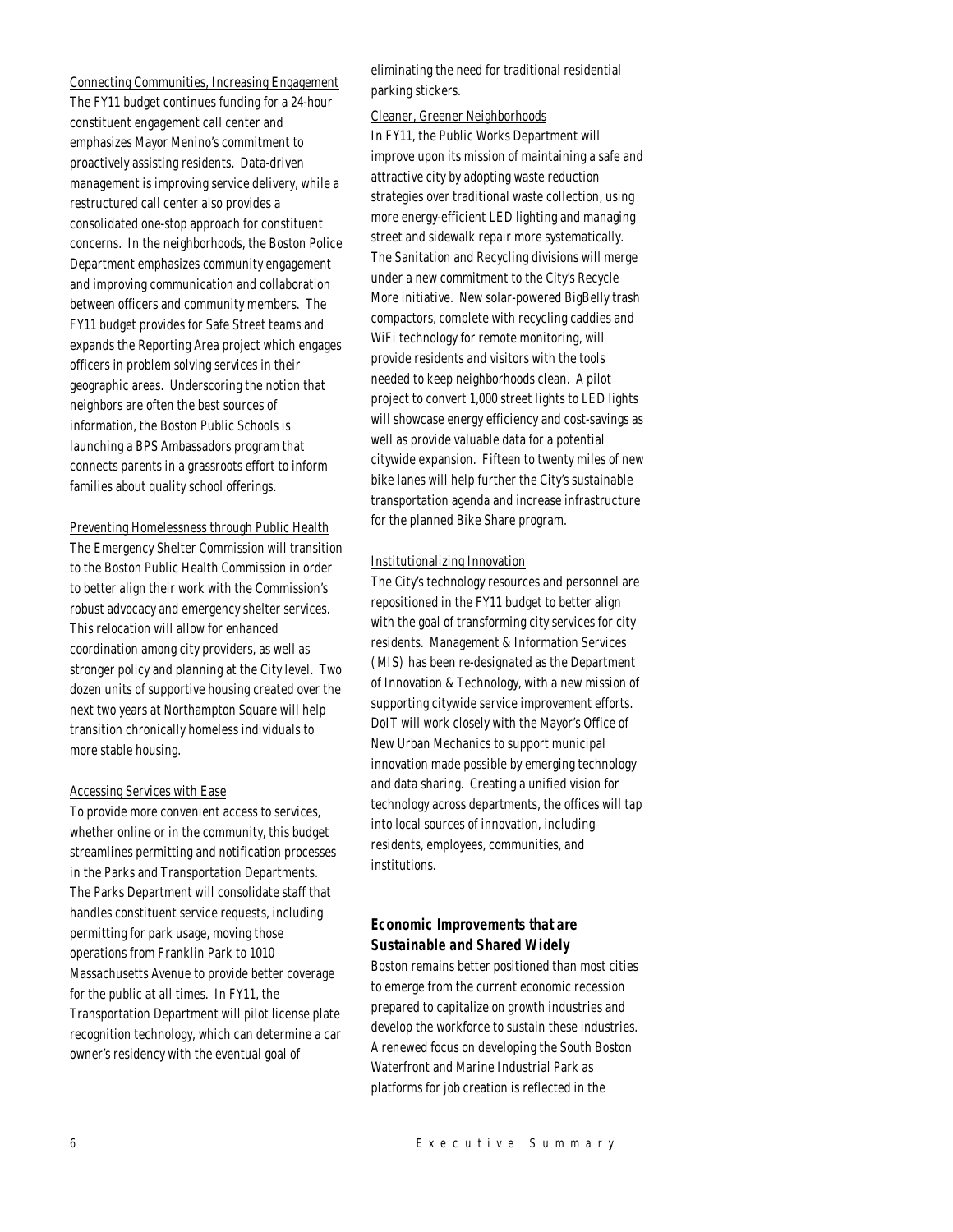Connecting Communities, Increasing Engagement

The FY11 budget continues funding for a 24-hour constituent engagement call center and emphasizes Mayor Menino's commitment to proactively assisting residents. Data-driven management is improving service delivery, while a restructured call center also provides a consolidated one-stop approach for constituent concerns. In the neighborhoods, the Boston Police Department emphasizes community engagement and improving communication and collaboration between officers and community members. The FY11 budget provides for Safe Street teams and expands the Reporting Area project which engages officers in problem solving services in their geographic areas. Underscoring the notion that neighbors are often the best sources of information, the Boston Public Schools is launching a BPS Ambassadors program that connects parents in a grassroots effort to inform families about quality school offerings.

Preventing Homelessness through Public Health

The Emergency Shelter Commission will transition to the Boston Public Health Commission in order to better align their work with the Commission's robust advocacy and emergency shelter services. This relocation will allow for enhanced coordination among city providers, as well as stronger policy and planning at the City level. Two dozen units of supportive housing created over the next two years at Northampton Square will help transition chronically homeless individuals to more stable housing.

Accessing Services with Ease

To provide more convenient access to services, whether online or in the community, this budget streamlines permitting and notification processes in the Parks and Transportation Departments. The Parks Department will consolidate staff that handles constituent service requests, including permitting for park usage, moving those operations from Franklin Park to 1010 Massachusetts Avenue to provide better coverage for the public at all times. In FY11, the Transportation Department will pilot license plate recognition technology, which can determine a car owner's residency with the eventual goal of eliminating the need for traditional residential parking stickers.

Cleaner, Greener Neighborhoods

In FY11, the Public Works Department will improve upon its mission of maintaining a safe and attractive city by adopting waste reduction strategies over traditional waste collection, using more energy-efficient LED lighting and managing street and sidewalk repair more systematically. The Sanitation and Recycling divisions will merge under a new commitment to the City's Recycle More initiative. New solar-powered BigBelly trash compactors, complete with recycling caddies and WiFi technology for remote monitoring, will provide residents and visitors with the tools needed to keep neighborhoods clean. A pilot project to convert 1,000 street lights to LED lights will showcase energy efficiency and cost-savings as well as provide valuable data for a potential citywide expansion. Fifteen to twenty miles of new bike lanes will help further the City's sustainable transportation agenda and increase infrastructure for the planned Bike Share program.

Institutionalizing Innovation

The City's technology resources and personnel are repositioned in the FY11 budget to better align with the goal of transforming city services for city residents. Management & Information Services (MIS) has been re-designated as the Department of Innovation & Technology, with a new mission of supporting citywide service improvement efforts. DoIT will work closely with the Mayor's Office of New Urban Mechanics to support municipal innovation made possible by emerging technology and data sharing. Creating a unified vision for technology across departments, the offices will tap into local sources of innovation, including residents, employees, communities, and institutions.

### *Economic Improvements that are Sustainable and Shared Widely*

Boston remains better positioned than most cities to emerge from the current economic recession prepared to capitalize on growth industries and develop the workforce to sustain these industries. A renewed focus on developing the South Boston Waterfront and Marine Industrial Park as platforms for job creation is reflected in the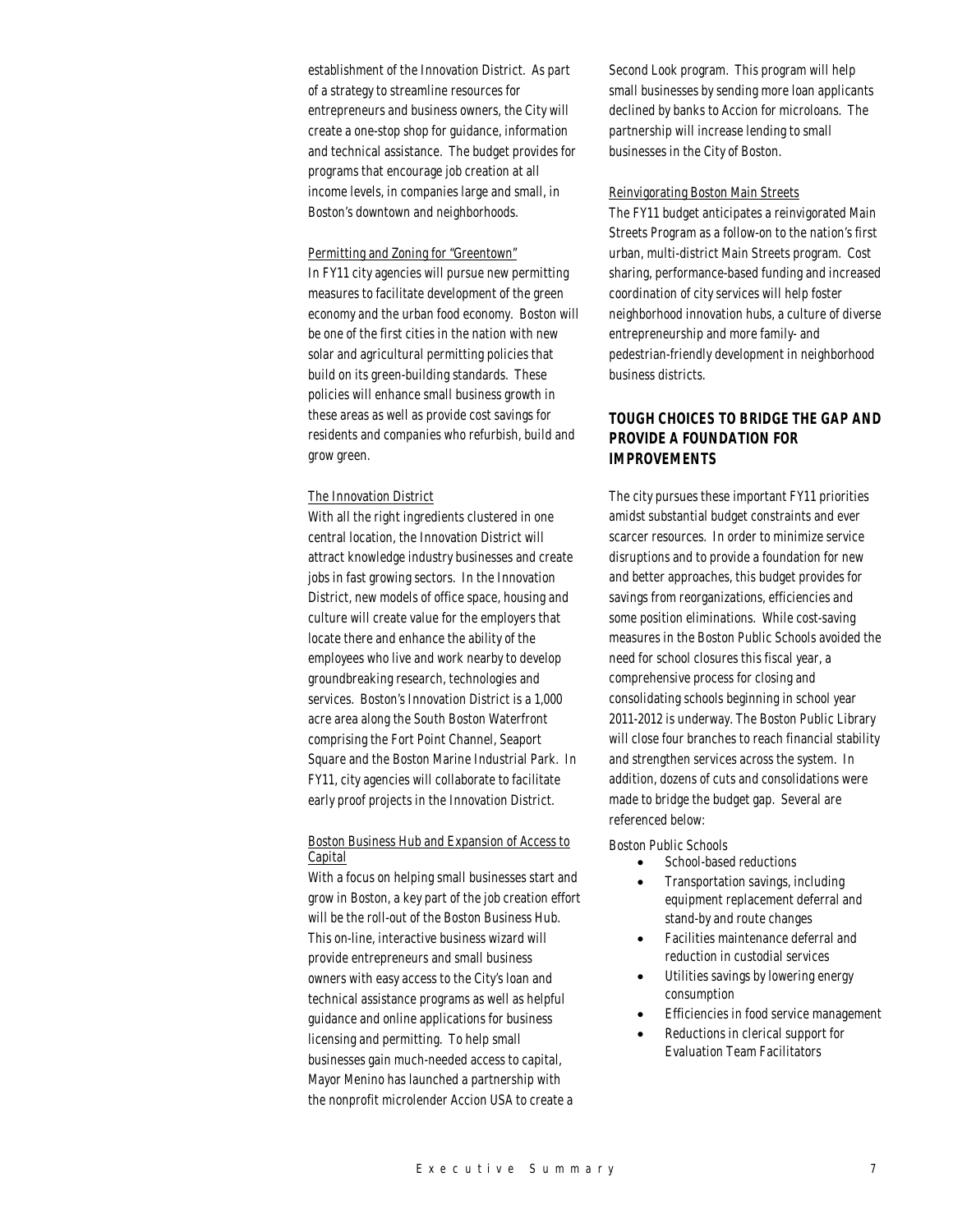establishment of the Innovation District. As part of a strategy to streamline resources for entrepreneurs and business owners, the City will create a one-stop shop for guidance, information and technical assistance. The budget provides for programs that encourage job creation at all income levels, in companies large and small, in Boston's downtown and neighborhoods.

Permitting and Zoning for "Greentown"

In FY11 city agencies will pursue new permitting measures to facilitate development of the green economy and the urban food economy. Boston will be one of the first cities in the nation with new solar and agricultural permitting policies that build on its green-building standards. These policies will enhance small business growth in these areas as well as provide cost savings for residents and companies who refurbish, build and grow green.

The Innovation District

With all the right ingredients clustered in one central location, the Innovation District will attract knowledge industry businesses and create jobs in fast growing sectors. In the Innovation District, new models of office space, housing and culture will create value for the employers that locate there and enhance the ability of the employees who live and work nearby to develop groundbreaking research, technologies and services. Boston's Innovation District is a 1,000 acre area along the South Boston Waterfront comprising the Fort Point Channel, Seaport Square and the Boston Marine Industrial Park. In FY11, city agencies will collaborate to facilitate early proof projects in the Innovation District.

Boston Business Hub and Expansion of Access to Capital

With a focus on helping small businesses start and grow in Boston, a key part of the job creation effort will be the roll-out of the Boston Business Hub. This on-line, interactive business wizard will provide entrepreneurs and small business owners with easy access to the City's loan and technical assistance programs as well as helpful guidance and online applications for business licensing and permitting. To help small businesses gain much-needed access to capital, Mayor Menino has launched a partnership with the nonprofit microlender Accion USA to create a Second Look program. This program will help small businesses by sending more loan applicants declined by banks to Accion for microloans. The partnership will increase lending to small businesses in the City of Boston.

Reinvigorating Boston Main Streets

The FY11 budget anticipates a reinvigorated Main Streets Program as a follow-on to the nation's first urban, multi-district Main Streets program. Cost sharing, performance-based funding and increased coordination of city services will help foster neighborhood innovation hubs, a culture of diverse entrepreneurship and more family- and pedestrian-friendly development in neighborhood business districts.

## TOUGH CHOICES TO BRIDGE THE GAP AND PROVIDE A FOUNDATION FOR IMPROVEMENTS

The city pursues these important FY11 priorities amidst substantial budget constraints and ever scarcer resources. In order to minimize service disruptions and to provide a foundation for new and better approaches, this budget provides for savings from reorganizations, efficiencies and some position eliminations. While cost-saving measures in the Boston Public Schools avoided the need for school closures this fiscal year, a comprehensive process for closing and consolidating schools beginning in school year 2011-2012 is underway. The Boston Public Library will close four branches to reach financial stability and strengthen services across the system. In addition, dozens of cuts and consolidations were made to bridge the budget gap. Several are referenced below:

Boston Public Schools

- School-based reductions
- Transportation savings, including equipment replacement deferral and stand-by and route changes
- Facilities maintenance deferral and reduction in custodial services
- Utilities savings by lowering energy consumption
- Efficiencies in food service management
- Reductions in clerical support for Evaluation Team Facilitators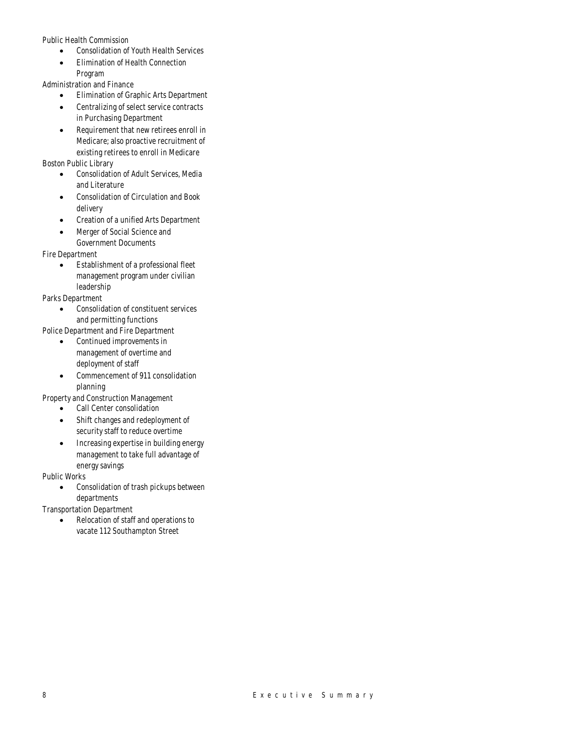Public Health Commission

- Consolidation of Youth Health Services
- Elimination of Health Connection Program

Administration and Finance

- Elimination of Graphic Arts Department
- Centralizing of select service contracts in Purchasing Department
- Requirement that new retirees enroll in Medicare; also proactive recruitment of existing retirees to enroll in Medicare

Boston Public Library

- Consolidation of Adult Services, Media and Literature
- Consolidation of Circulation and Book delivery
- Creation of a unified Arts Department
- Merger of Social Science and Government Documents

Fire Department

- Establishment of a professional fleet management program under civilian leadership

Parks Department

- Consolidation of constituent services and permitting functions

Police Department and Fire Department

- Continued improvements in management of overtime and deployment of staff
- Commencement of 911 consolidation planning

Property and Construction Management

- Call Center consolidation
- Shift changes and redeployment of security staff to reduce overtime
- Increasing expertise in building energy management to take full advantage of energy savings

Public Works

- Consolidation of trash pickups between departments

Transportation Department

- Relocation of staff and operations to vacate 112 Southampton Street